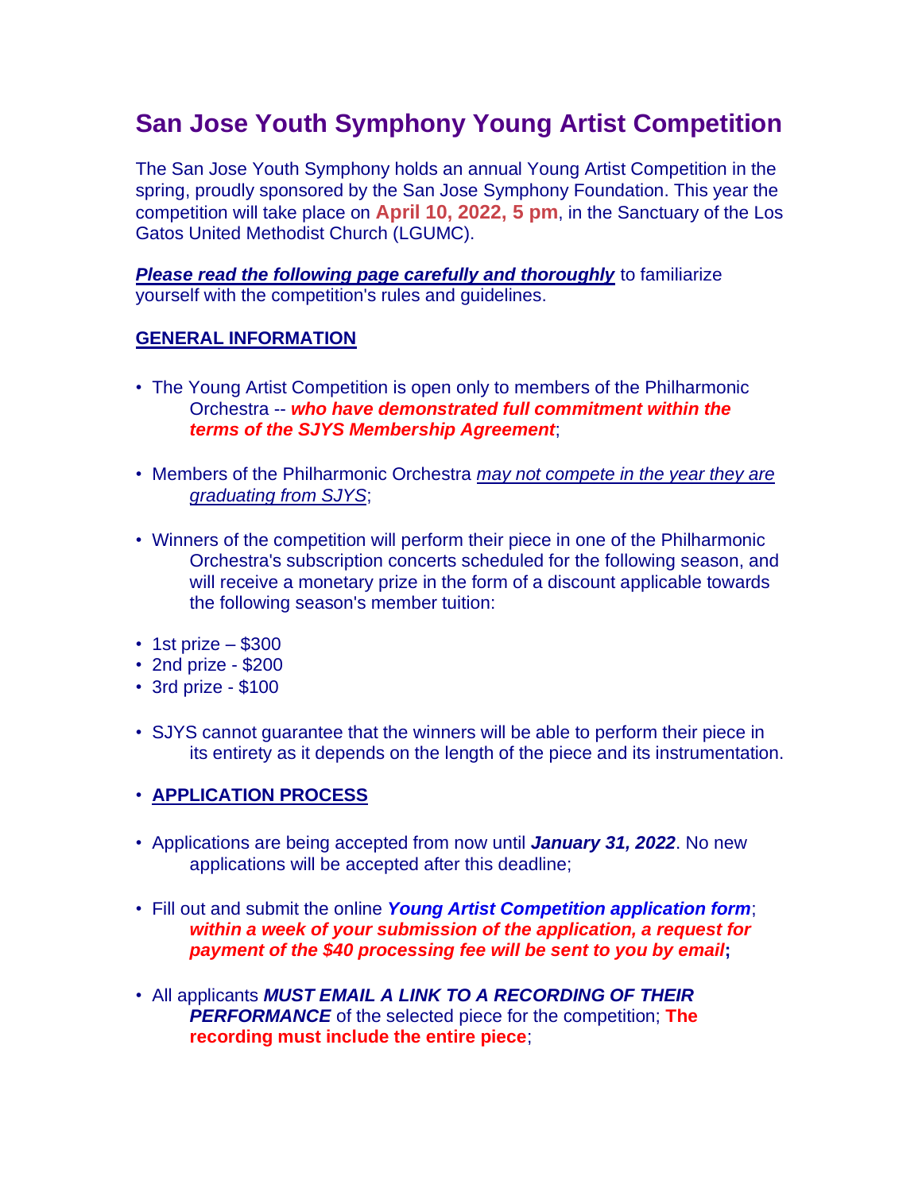# San Jose Youth Symphony Young Artist Competition

The San Jose Youth Symphony holds an annual Young Artist Competition in the spring, proudly sponsored by the San Jose Symphony Foundation. This year the competition will take place on **April 10, 2022, 5 pm**, in the Sanctuary of the Los Gatos United Methodist Church (LGUMC).

***Please read the following page carefully and thoroughly*** to familiarize yourself with the competition's rules and guidelines.

## GENERAL INFORMATION

- The Young Artist Competition is open only to members of the Philharmonic Orchestra -- ***who have demonstrated full commitment within the terms of the SJYS Membership Agreement***;
- Members of the Philharmonic Orchestra *may not compete in the year they are graduating from SJYS*;
- Winners of the competition will perform their piece in one of the Philharmonic Orchestra's subscription concerts scheduled for the following season, and will receive a monetary prize in the form of a discount applicable towards the following season's member tuition:
- 1st prize – $300
- 2nd prize - $200
- 3rd prize - $100
- SJYS cannot guarantee that the winners will be able to perform their piece in its entirety as it depends on the length of the piece and its instrumentation.

## APPLICATION PROCESS

- Applications are being accepted from now until ***January 31, 2022***. No new applications will be accepted after this deadline;
- Fill out and submit the online ***Young Artist Competition application form***; ***within a week of your submission of the application, a request for payment of the $40 processing fee will be sent to you by email*;**
- All applicants ***MUST EMAIL A LINK TO A RECORDING OF THEIR PERFORMANCE*** of the selected piece for the competition; **The recording must include the entire piece**;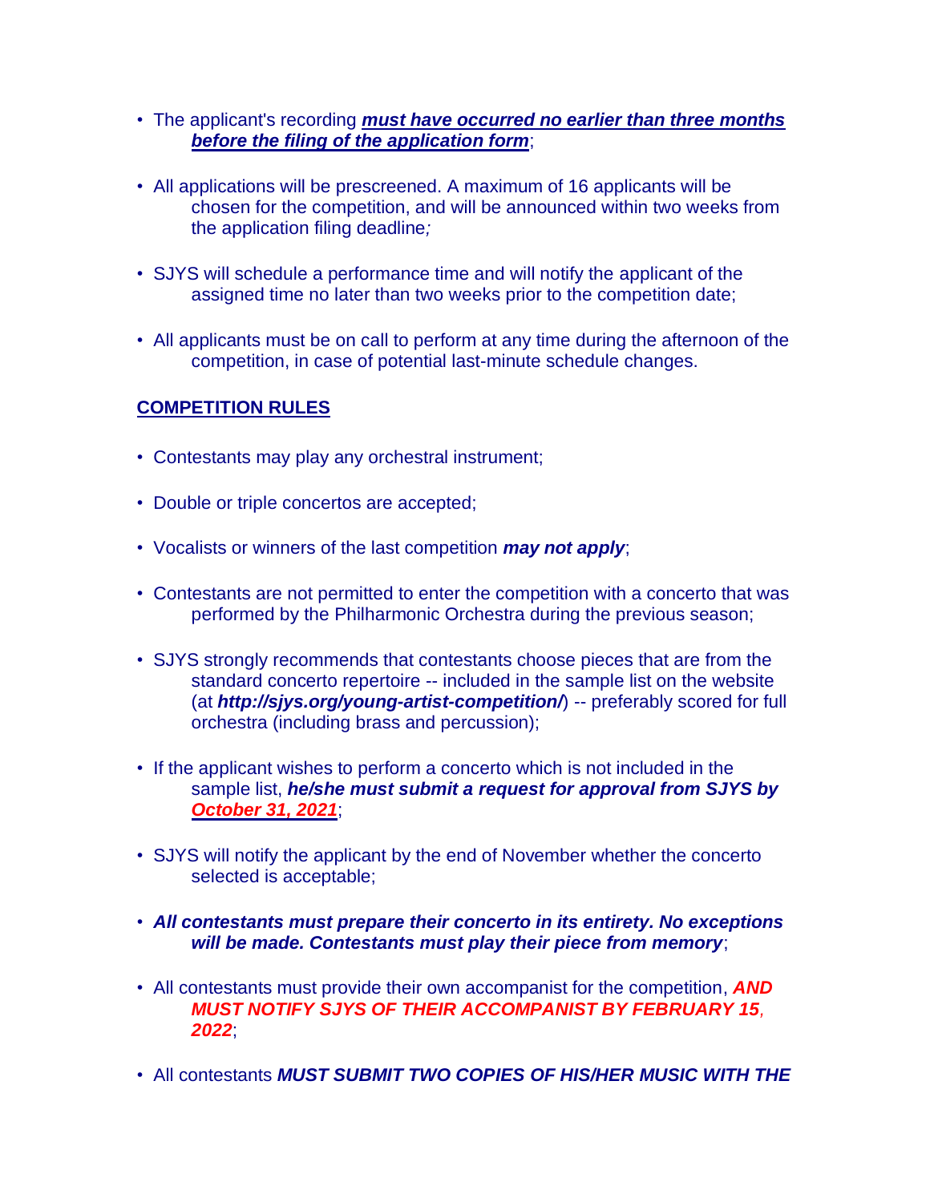- The applicant's recording ***must have occurred no earlier than three months before the filing of the application form***;

- All applications will be prescreened. A maximum of 16 applicants will be chosen for the competition, and will be announced within two weeks from the application filing deadline*;*

- SJYS will schedule a performance time and will notify the applicant of the assigned time no later than two weeks prior to the competition date;

- All applicants must be on call to perform at any time during the afternoon of the competition, in case of potential last-minute schedule changes.

## COMPETITION RULES

- Contestants may play any orchestral instrument;

- Double or triple concertos are accepted;

- Vocalists or winners of the last competition ***may not apply***;

- Contestants are not permitted to enter the competition with a concerto that was performed by the Philharmonic Orchestra during the previous season;

- SJYS strongly recommends that contestants choose pieces that are from the standard concerto repertoire -- included in the sample list on the website (at ***http://sjys.org/young-artist-competition/***) -- preferably scored for full orchestra (including brass and percussion);

- If the applicant wishes to perform a concerto which is not included in the sample list, ***he/she must submit a request for approval from SJYS by October 31, 2021***;

- SJYS will notify the applicant by the end of November whether the concerto selected is acceptable;

- ***All contestants must prepare their concerto in its entirety. No exceptions will be made. Contestants must play their piece from memory***;

- All contestants must provide their own accompanist for the competition, ***AND MUST NOTIFY SJYS OF THEIR ACCOMPANIST BY FEBRUARY 15, 2022***;

- All contestants ***MUST SUBMIT TWO COPIES OF HIS/HER MUSIC WITH THE***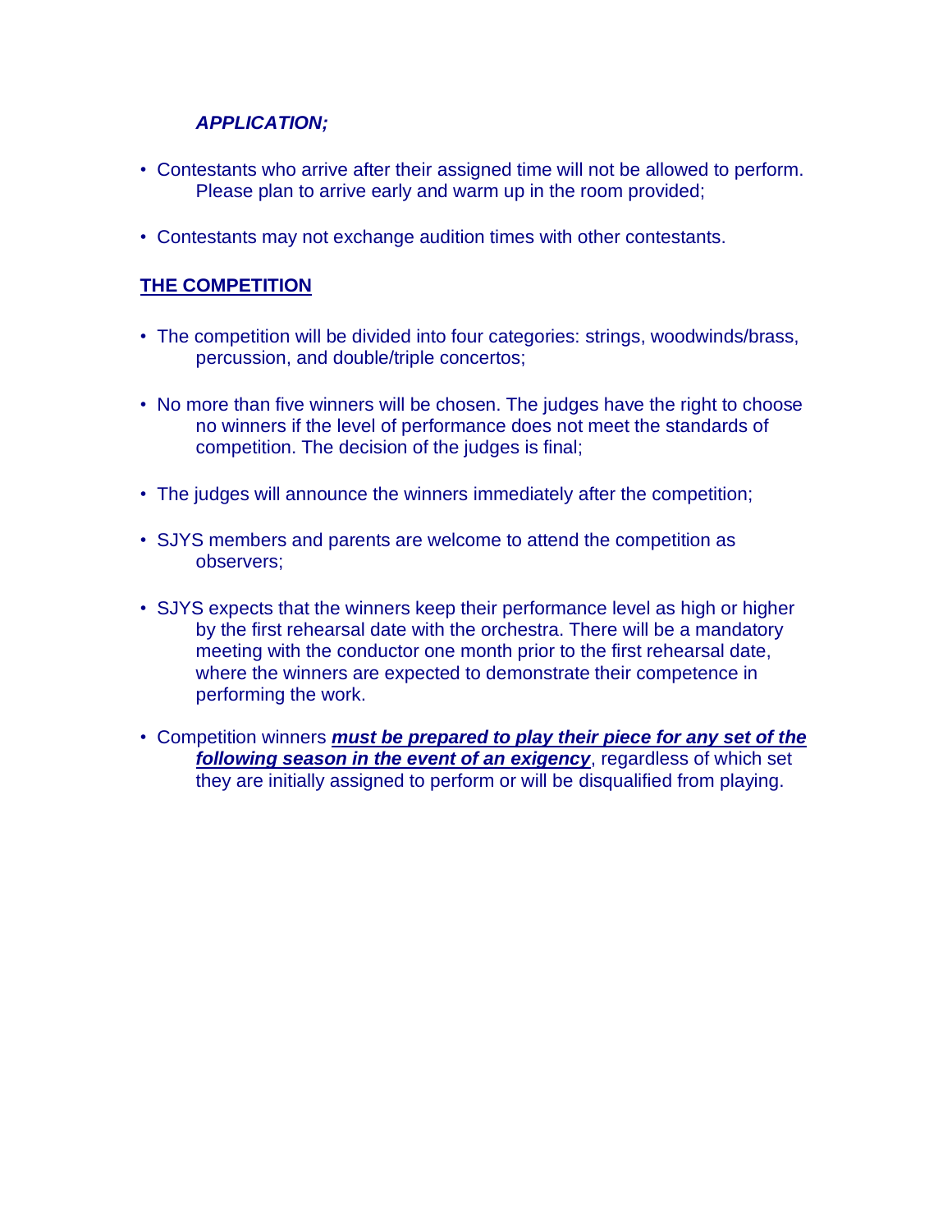***APPLICATION;***

- Contestants who arrive after their assigned time will not be allowed to perform. Please plan to arrive early and warm up in the room provided;

- Contestants may not exchange audition times with other contestants.

## THE COMPETITION

- The competition will be divided into four categories: strings, woodwinds/brass, percussion, and double/triple concertos;

- No more than five winners will be chosen. The judges have the right to choose no winners if the level of performance does not meet the standards of competition. The decision of the judges is final;

- The judges will announce the winners immediately after the competition;

- SJYS members and parents are welcome to attend the competition as observers;

- SJYS expects that the winners keep their performance level as high or higher by the first rehearsal date with the orchestra. There will be a mandatory meeting with the conductor one month prior to the first rehearsal date, where the winners are expected to demonstrate their competence in performing the work.

- Competition winners ***must be prepared to play their piece for any set of the following season in the event of an exigency***, regardless of which set they are initially assigned to perform or will be disqualified from playing.